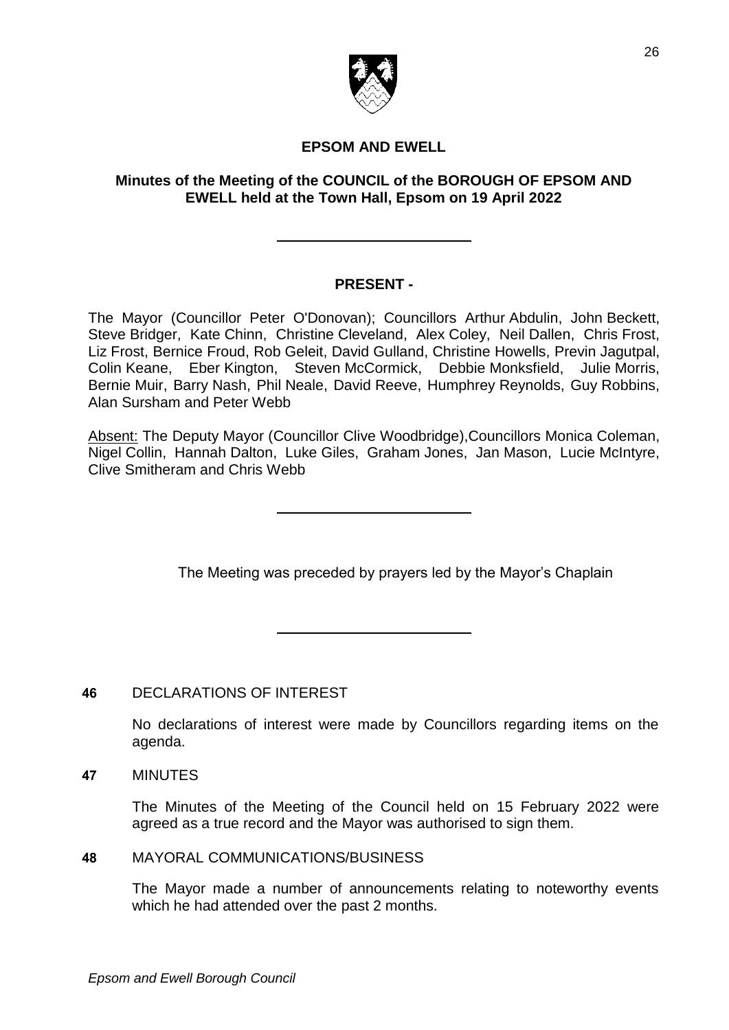# EPSOM AND EWELL

## Minutes of the Meeting of the COUNCIL of the BOROUGH OF EPSOM AND EWELL held at the Town Hall, Epsom on 19 April 2022

---

### PRESENT -

The Mayor (Councillor Peter O'Donovan); Councillors Arthur Abdulin, John Beckett, Steve Bridger, Kate Chinn, Christine Cleveland, Alex Coley, Neil Dallen, Chris Frost, Liz Frost, Bernice Froud, Rob Geleit, David Gulland, Christine Howells, Previn Jagutpal, Colin Keane, Eber Kington, Steven McCormick, Debbie Monksfield, Julie Morris, Bernie Muir, Barry Nash, Phil Neale, David Reeve, Humphrey Reynolds, Guy Robbins, Alan Sursham and Peter Webb

Absent: The Deputy Mayor (Councillor Clive Woodbridge),Councillors Monica Coleman, Nigel Collin, Hannah Dalton, Luke Giles, Graham Jones, Jan Mason, Lucie McIntyre, Clive Smitheram and Chris Webb

---

The Meeting was preceded by prayers led by the Mayor's Chaplain

---

**46** DECLARATIONS OF INTEREST

No declarations of interest were made by Councillors regarding items on the agenda.

**47** MINUTES

The Minutes of the Meeting of the Council held on 15 February 2022 were agreed as a true record and the Mayor was authorised to sign them.

**48** MAYORAL COMMUNICATIONS/BUSINESS

The Mayor made a number of announcements relating to noteworthy events which he had attended over the past 2 months.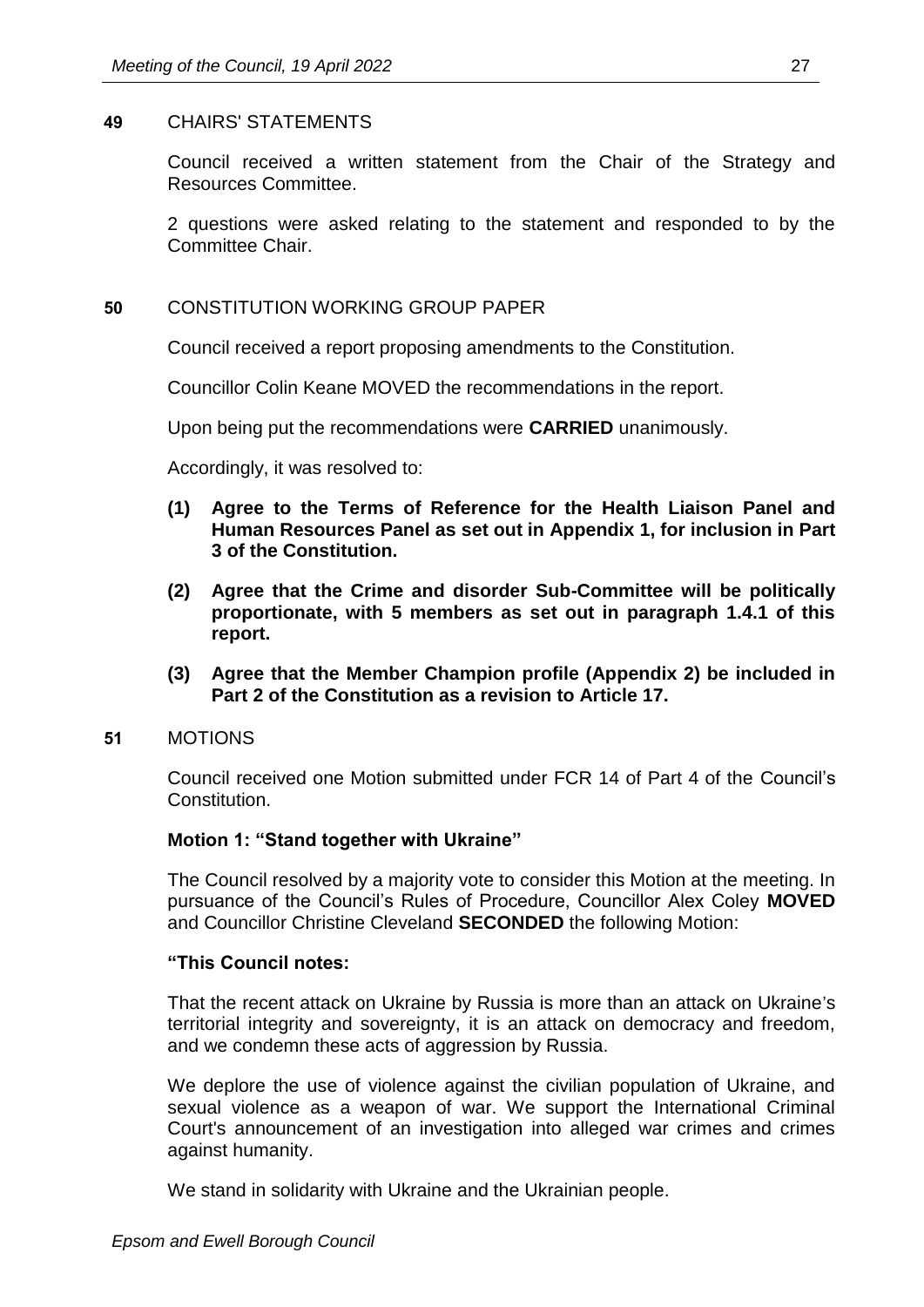**49** CHAIRS' STATEMENTS

Council received a written statement from the Chair of the Strategy and Resources Committee.

2 questions were asked relating to the statement and responded to by the Committee Chair.

**50** CONSTITUTION WORKING GROUP PAPER

Council received a report proposing amendments to the Constitution.

Councillor Colin Keane MOVED the recommendations in the report.

Upon being put the recommendations were **CARRIED** unanimously.

Accordingly, it was resolved to:

**(1) Agree to the Terms of Reference for the Health Liaison Panel and Human Resources Panel as set out in Appendix 1, for inclusion in Part 3 of the Constitution.**

**(2) Agree that the Crime and disorder Sub-Committee will be politically proportionate, with 5 members as set out in paragraph 1.4.1 of this report.**

**(3) Agree that the Member Champion profile (Appendix 2) be included in Part 2 of the Constitution as a revision to Article 17.**

**51** MOTIONS

Council received one Motion submitted under FCR 14 of Part 4 of the Council's Constitution.

**Motion 1: "Stand together with Ukraine"**

The Council resolved by a majority vote to consider this Motion at the meeting. In pursuance of the Council's Rules of Procedure, Councillor Alex Coley **MOVED** and Councillor Christine Cleveland **SECONDED** the following Motion:

**"This Council notes:**

That the recent attack on Ukraine by Russia is more than an attack on Ukraine's territorial integrity and sovereignty, it is an attack on democracy and freedom, and we condemn these acts of aggression by Russia.

We deplore the use of violence against the civilian population of Ukraine, and sexual violence as a weapon of war. We support the International Criminal Court's announcement of an investigation into alleged war crimes and crimes against humanity.

We stand in solidarity with Ukraine and the Ukrainian people.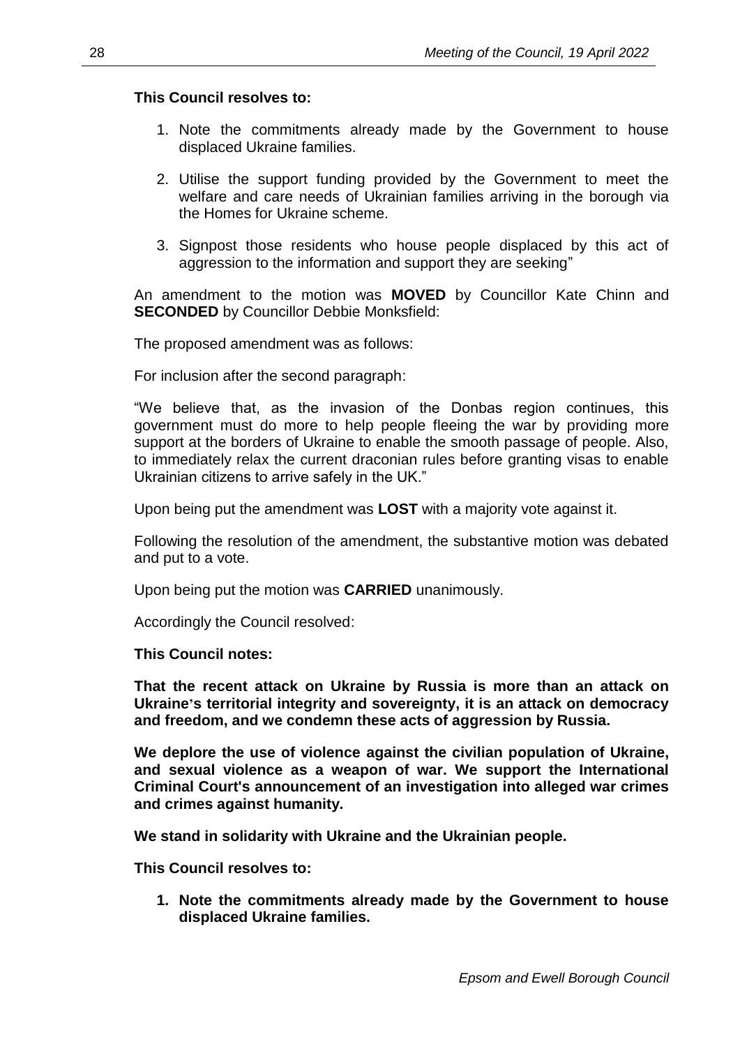**This Council resolves to:**

1. Note the commitments already made by the Government to house displaced Ukraine families.

2. Utilise the support funding provided by the Government to meet the welfare and care needs of Ukrainian families arriving in the borough via the Homes for Ukraine scheme.

3. Signpost those residents who house people displaced by this act of aggression to the information and support they are seeking"

An amendment to the motion was **MOVED** by Councillor Kate Chinn and **SECONDED** by Councillor Debbie Monksfield:

The proposed amendment was as follows:

For inclusion after the second paragraph:

"We believe that, as the invasion of the Donbas region continues, this government must do more to help people fleeing the war by providing more support at the borders of Ukraine to enable the smooth passage of people. Also, to immediately relax the current draconian rules before granting visas to enable Ukrainian citizens to arrive safely in the UK."

Upon being put the amendment was **LOST** with a majority vote against it.

Following the resolution of the amendment, the substantive motion was debated and put to a vote.

Upon being put the motion was **CARRIED** unanimously.

Accordingly the Council resolved:

**This Council notes:**

**That the recent attack on Ukraine by Russia is more than an attack on Ukraine's territorial integrity and sovereignty, it is an attack on democracy and freedom, and we condemn these acts of aggression by Russia.**

**We deplore the use of violence against the civilian population of Ukraine, and sexual violence as a weapon of war. We support the International Criminal Court's announcement of an investigation into alleged war crimes and crimes against humanity.**

**We stand in solidarity with Ukraine and the Ukrainian people.**

**This Council resolves to:**

1. **Note the commitments already made by the Government to house displaced Ukraine families.**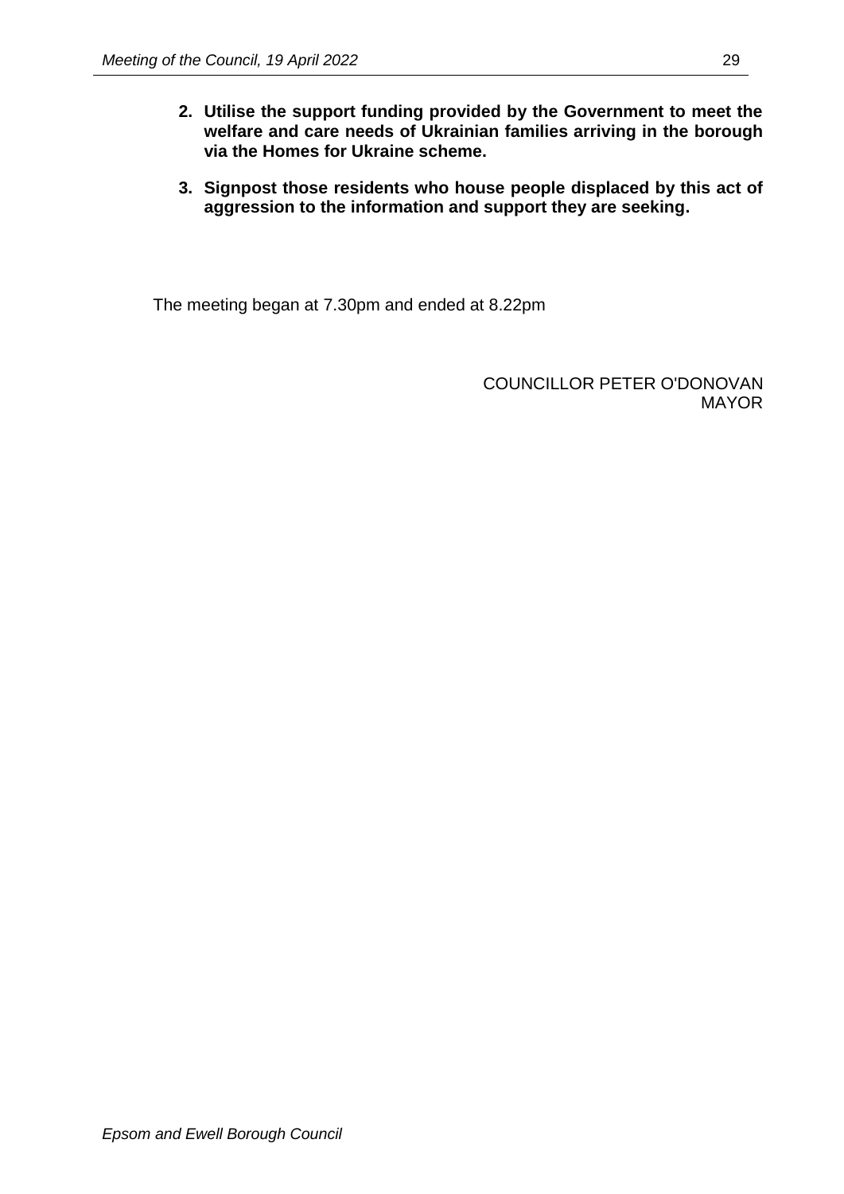2. **Utilise the support funding provided by the Government to meet the welfare and care needs of Ukrainian families arriving in the borough via the Homes for Ukraine scheme.**

3. **Signpost those residents who house people displaced by this act of aggression to the information and support they are seeking.**

The meeting began at 7.30pm and ended at 8.22pm

COUNCILLOR PETER O'DONOVAN
MAYOR